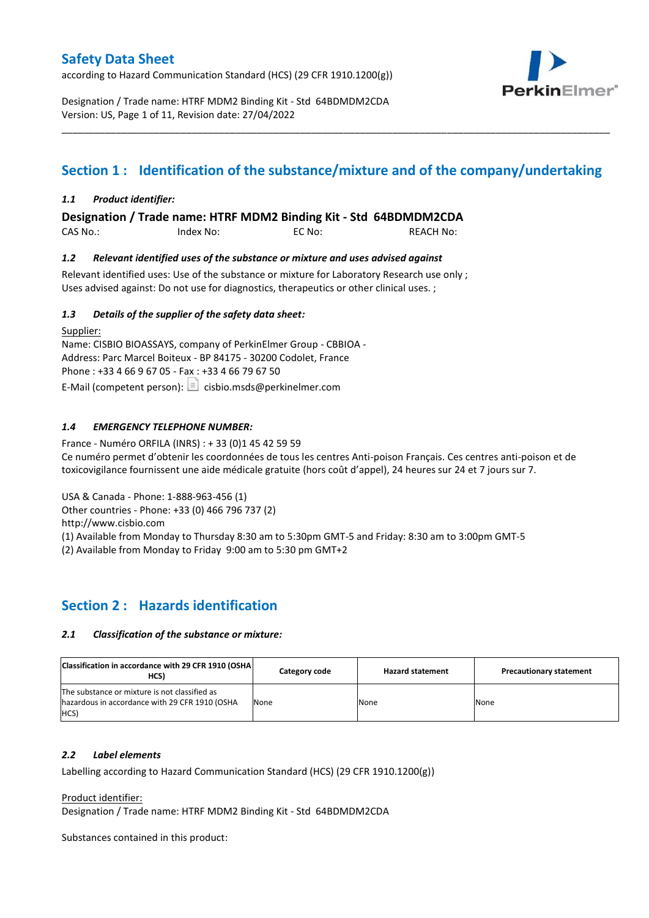# Safety Data Sheet

according to Hazard Communication Standard (HCS) (29 CFR 1910.1200(g))

Designation / Trade name: HTRF MDM2 Binding Kit - Std 64BDMDM2CDA
Version: US, Page 1 of 11, Revision date: 27/04/2022

## Section 1 : Identification of the substance/mixture and of the company/undertaking

### *1.1 Product identifier:*

**Designation / Trade name: HTRF MDM2 Binding Kit - Std 64BDMDM2CDA**

CAS No.: Index No: EC No: REACH No:

### *1.2 Relevant identified uses of the substance or mixture and uses advised against*

Relevant identified uses: Use of the substance or mixture for Laboratory Research use only ;
Uses advised against: Do not use for diagnostics, therapeutics or other clinical uses. ;

### *1.3 Details of the supplier of the safety data sheet:*

Supplier:
Name: CISBIO BIOASSAYS, company of PerkinElmer Group - CBBIOA -
Address: Parc Marcel Boiteux - BP 84175 - 30200 Codolet, France
Phone : +33 4 66 9 67 05 - Fax : +33 4 66 79 67 50
E-Mail (competent person): cisbio.msds@perkinelmer.com

### *1.4 EMERGENCY TELEPHONE NUMBER:*

France - Numéro ORFILA (INRS) : + 33 (0)1 45 42 59 59
Ce numéro permet d'obtenir les coordonnées de tous les centres Anti-poison Français. Ces centres anti-poison et de toxicovigilance fournissent une aide médicale gratuite (hors coût d'appel), 24 heures sur 24 et 7 jours sur 7.

USA & Canada - Phone: 1-888-963-456 (1)
Other countries - Phone: +33 (0) 466 796 737 (2)
http://www.cisbio.com
(1) Available from Monday to Thursday 8:30 am to 5:30pm GMT-5 and Friday: 8:30 am to 3:00pm GMT-5
(2) Available from Monday to Friday 9:00 am to 5:30 pm GMT+2

## Section 2 : Hazards identification

### *2.1 Classification of the substance or mixture:*

| Classification in accordance with 29 CFR 1910 (OSHA HCS) | Category code | Hazard statement | Precautionary statement |
|---|---|---|---|
| The substance or mixture is not classified as hazardous in accordance with 29 CFR 1910 (OSHA HCS) | None | None | None |

### *2.2 Label elements*

Labelling according to Hazard Communication Standard (HCS) (29 CFR 1910.1200(g))

Product identifier:
Designation / Trade name: HTRF MDM2 Binding Kit - Std 64BDMDM2CDA

Substances contained in this product: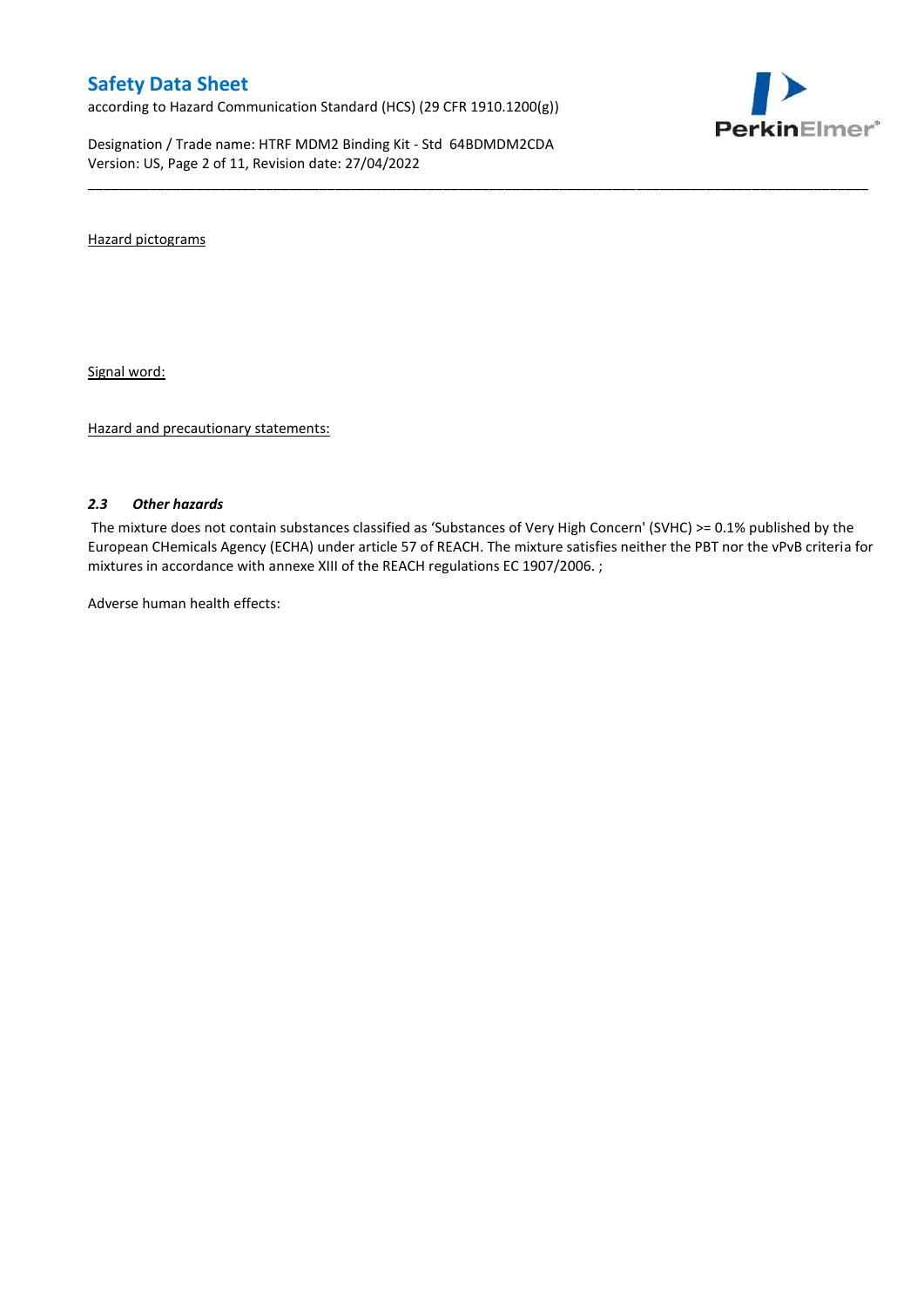Hazard pictograms

Signal word:

Hazard and precautionary statements:

### *2.3 Other hazards*

The mixture does not contain substances classified as 'Substances of Very High Concern' (SVHC) >= 0.1% published by the European CHemicals Agency (ECHA) under article 57 of REACH. The mixture satisfies neither the PBT nor the vPvB criteria for mixtures in accordance with annexe XIII of the REACH regulations EC 1907/2006. ;

Adverse human health effects: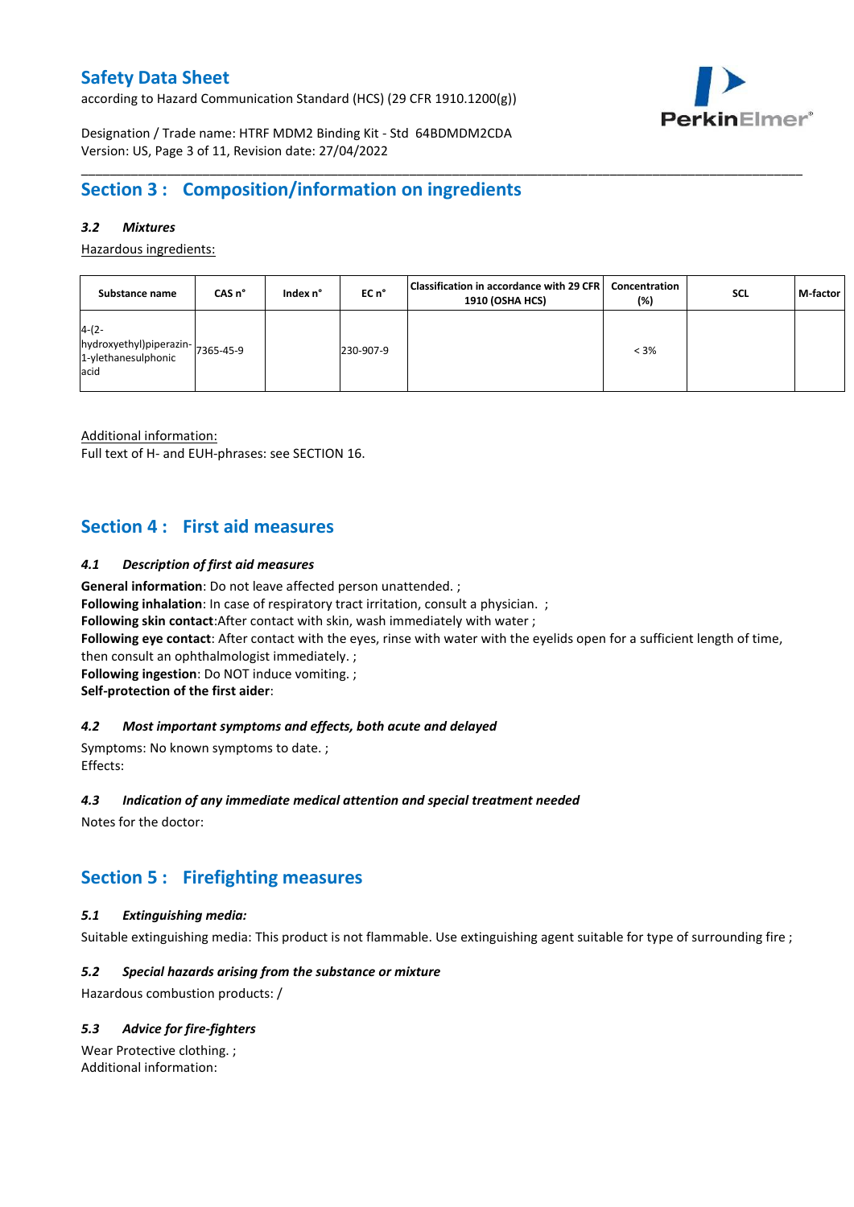## Section 3 : Composition/information on ingredients

### *3.2 Mixtures*

Hazardous ingredients:

| Substance name | CAS n° | Index n° | EC n° | Classification in accordance with 29 CFR 1910 (OSHA HCS) | Concentration (%) | SCL | M-factor |
|---|---|---|---|---|---|---|---|
| 4-(2-hydroxyethyl)piperazin-1-ylethanesulphonic acid | 7365-45-9 | | 230-907-9 | | < 3% | | |

Additional information:
Full text of H- and EUH-phrases: see SECTION 16.

## Section 4 : First aid measures

### *4.1 Description of first aid measures*

**General information**: Do not leave affected person unattended. ;
**Following inhalation**: In case of respiratory tract irritation, consult a physician. ;
**Following skin contact**:After contact with skin, wash immediately with water ;
**Following eye contact**: After contact with the eyes, rinse with water with the eyelids open for a sufficient length of time, then consult an ophthalmologist immediately. ;
**Following ingestion**: Do NOT induce vomiting. ;
**Self-protection of the first aider**:

### *4.2 Most important symptoms and effects, both acute and delayed*

Symptoms: No known symptoms to date. ;
Effects:

### *4.3 Indication of any immediate medical attention and special treatment needed*

Notes for the doctor:

## Section 5 : Firefighting measures

### *5.1 Extinguishing media:*

Suitable extinguishing media: This product is not flammable. Use extinguishing agent suitable for type of surrounding fire ;

### *5.2 Special hazards arising from the substance or mixture*

Hazardous combustion products: /

### *5.3 Advice for fire-fighters*

Wear Protective clothing. ;
Additional information: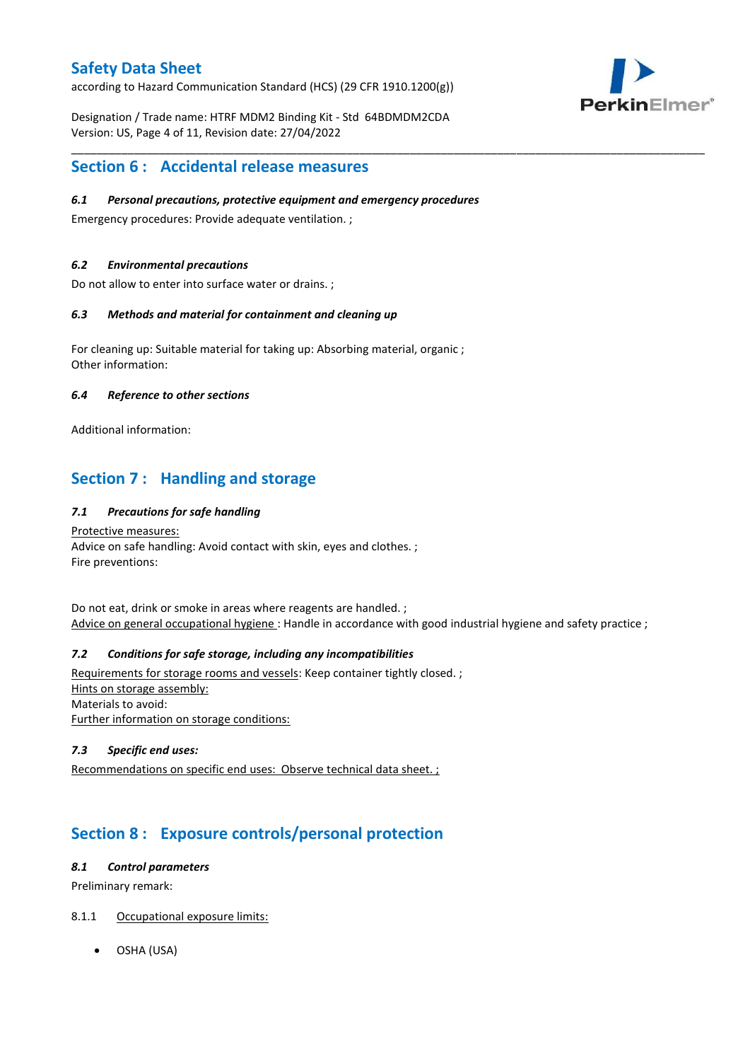## Section 6 : Accidental release measures

### *6.1 Personal precautions, protective equipment and emergency procedures*

Emergency procedures: Provide adequate ventilation. ;

### *6.2 Environmental precautions*

Do not allow to enter into surface water or drains. ;

### *6.3 Methods and material for containment and cleaning up*

For cleaning up: Suitable material for taking up: Absorbing material, organic ;
Other information:

### *6.4 Reference to other sections*

Additional information:

## Section 7 : Handling and storage

### *7.1 Precautions for safe handling*

Protective measures:
Advice on safe handling: Avoid contact with skin, eyes and clothes. ;
Fire preventions:

Do not eat, drink or smoke in areas where reagents are handled. ;
Advice on general occupational hygiene : Handle in accordance with good industrial hygiene and safety practice ;

### *7.2 Conditions for safe storage, including any incompatibilities*

Requirements for storage rooms and vessels: Keep container tightly closed. ;
Hints on storage assembly:
Materials to avoid:
Further information on storage conditions:

### *7.3 Specific end uses:*

Recommendations on specific end uses: Observe technical data sheet. ;

## Section 8 : Exposure controls/personal protection

### *8.1 Control parameters*

Preliminary remark:

8.1.1 Occupational exposure limits:

- OSHA (USA)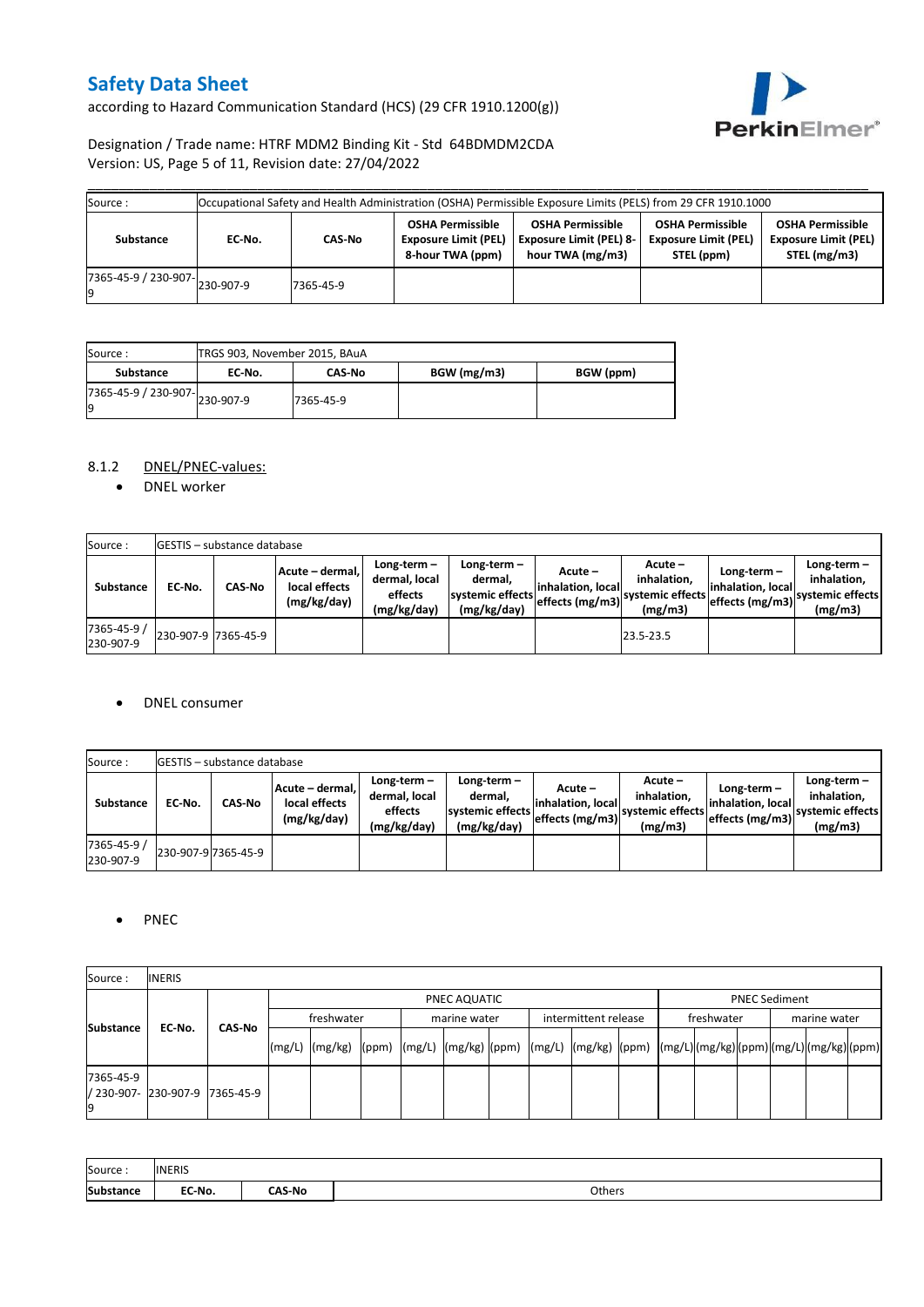| Source : | Occupational Safety and Health Administration (OSHA) Permissible Exposure Limits (PELS) from 29 CFR 1910.1000 | | | | | |
|---|---|---|---|---|---|---|
| Substance | EC-No. | CAS-No | OSHA Permissible Exposure Limit (PEL) 8-hour TWA (ppm) | OSHA Permissible Exposure Limit (PEL) 8-hour TWA (mg/m3) | OSHA Permissible Exposure Limit (PEL) STEL (ppm) | OSHA Permissible Exposure Limit (PEL) STEL (mg/m3) |
| 7365-45-9 / 230-907-9 | 230-907-9 | 7365-45-9 | | | | |

| Source : | TRGS 903, November 2015, BAuA | | | |
|---|---|---|---|---|
| Substance | EC-No. | CAS-No | BGW (mg/m3) | BGW (ppm) |
| 7365-45-9 / 230-907-9 | 230-907-9 | 7365-45-9 | | |

8.1.2 DNEL/PNEC-values:

- DNEL worker

| Source : | GESTIS – substance database | | | | | | | | | |
|---|---|---|---|---|---|---|---|---|---|---|
| Substance | EC-No. | CAS-No | Acute – dermal, local effects (mg/kg/day) | Long-term – dermal, local effects (mg/kg/day) | Long-term – dermal, systemic effects (mg/kg/day) | Acute – inhalation, local effects (mg/m3) | Acute – inhalation, systemic effects (mg/m3) | Long-term – inhalation, local effects (mg/m3) | Long-term – inhalation, systemic effects (mg/m3) |
| 7365-45-9 / 230-907-9 | 230-907-9 | 7365-45-9 | | | | | 23.5-23.5 | | |

- DNEL consumer

| Source : | GESTIS – substance database | | | | | | | | |
|---|---|---|---|---|---|---|---|---|---|
| Substance | EC-No. | CAS-No | Acute – dermal, local effects (mg/kg/day) | Long-term – dermal, local effects (mg/kg/day) | Long-term – dermal, systemic effects (mg/kg/day) | Acute – inhalation, local effects (mg/m3) | Acute – inhalation, systemic effects (mg/m3) | Long-term – inhalation, local effects (mg/m3) | Long-term – inhalation, systemic effects (mg/m3) |
| 7365-45-9 / 230-907-9 | 230-907-9 | 7365-45-9 | | | | | | | |

- PNEC

| Source : | INERIS | | | | | | | | | | | | | | | | | | |
|---|---|---|---|---|---|---|---|---|---|---|---|---|---|---|---|---|---|---|---|
| Substance | EC-No. | CAS-No | PNEC AQUATIC | | | | | | | | | PNEC Sediment | | | | | |
| | | | freshwater | | | marine water | | | intermittent release | | | freshwater | | | marine water | | |
| | | | (mg/L) | (mg/kg) | (ppm) | (mg/L) | (mg/kg) | (ppm) | (mg/L) | (mg/kg) | (ppm) | (mg/L) | (mg/kg) | (ppm) | (mg/L) | (mg/kg) | (ppm) |
| 7365-45-9 / 230-907-9 | 230-907-9 | 7365-45-9 | | | | | | | | | | | | | | | |

| Source : | INERIS | | |
|---|---|---|---|
| Substance | EC-No. | CAS-No | Others |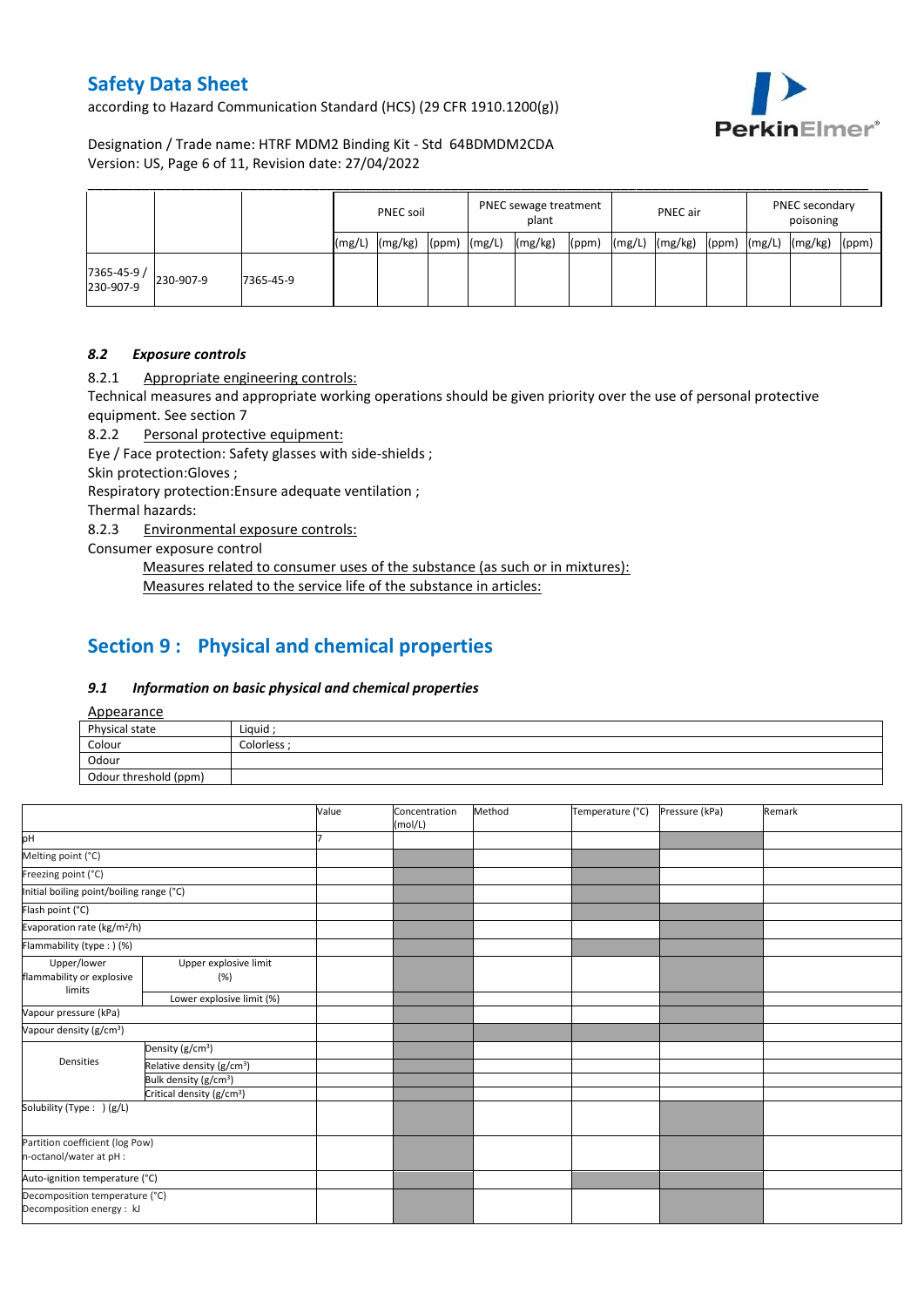| | | | PNEC soil | | | PNEC sewage treatment plant | | | PNEC air | | | PNEC secondary poisoning | | |
|---|---|---|---|---|---|---|---|---|---|---|---|---|---|---|
| | | | (mg/L) | (mg/kg) | (ppm) | (mg/L) | (mg/kg) | (ppm) | (mg/L) | (mg/kg) | (ppm) | (mg/L) | (mg/kg) | (ppm) |
| 7365-45-9 / 230-907-9 | 230-907-9 | 7365-45-9 | | | | | | | | | | | | |

### 8.2 *Exposure controls*

8.2.1 Appropriate engineering controls:

Technical measures and appropriate working operations should be given priority over the use of personal protective equipment. See section 7

8.2.2 Personal protective equipment:

Eye / Face protection: Safety glasses with side-shields ;

Skin protection:Gloves ;

Respiratory protection:Ensure adequate ventilation ;

Thermal hazards:

8.2.3 Environmental exposure controls:

Consumer exposure control

Measures related to consumer uses of the substance (as such or in mixtures):

Measures related to the service life of the substance in articles:

## Section 9 : Physical and chemical properties

### 9.1 *Information on basic physical and chemical properties*

Appearance

| | |
|---|---|
| Physical state | Liquid ; |
| Colour | Colorless ; |
| Odour | |
| Odour threshold (ppm) | |

| | | Value | Concentration (mol/L) | Method | Temperature (°C) | Pressure (kPa) | Remark |
|---|---|---|---|---|---|---|---|
| pH | | 7 | | | | | |
| Melting point (°C) | | | | | | | |
| Freezing point (°C) | | | | | | | |
| Initial boiling point/boiling range (°C) | | | | | | | |
| Flash point (°C) | | | | | | | |
| Evaporation rate (kg/m²/h) | | | | | | | |
| Flammability (type : ) (%) | | | | | | | |
| Upper/lower flammability or explosive limits | Upper explosive limit (%) | | | | | | |
| | Lower explosive limit (%) | | | | | | |
| Vapour pressure (kPa) | | | | | | | |
| Vapour density (g/cm³) | | | | | | | |
| Densities | Density (g/cm³) | | | | | | |
| | Relative density (g/cm³) | | | | | | |
| | Bulk density (g/cm³) | | | | | | |
| | Critical density (g/cm³) | | | | | | |
| Solubility (Type : ) (g/L) | | | | | | | |
| Partition coefficient (log Pow) n-octanol/water at pH : | | | | | | | |
| Auto-ignition temperature (°C) | | | | | | | |
| Decomposition temperature (°C) Decomposition energy : kJ | | | | | | | |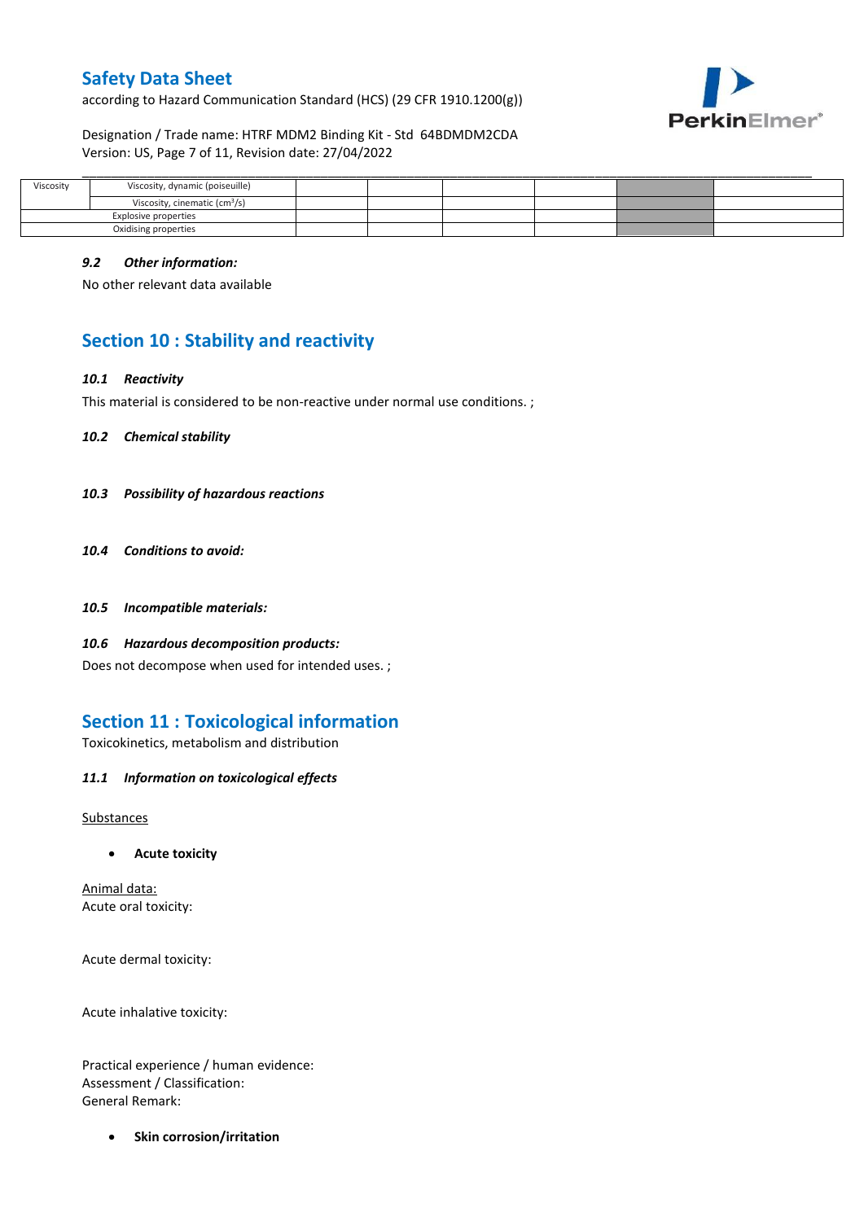| Viscosity | Viscosity, dynamic (poiseuille) | | | | | | |
|---|---|---|---|---|---|---|---|
| | Viscosity, cinematic ($cm^3/s$) | | | | | | |
| Explosive properties | | | | | | | |
| Oxidising properties | | | | | | | |

### *9.2 Other information:*

No other relevant data available

## Section 10 : Stability and reactivity

### *10.1 Reactivity*

This material is considered to be non-reactive under normal use conditions. ;

### *10.2 Chemical stability*

### *10.3 Possibility of hazardous reactions*

### *10.4 Conditions to avoid:*

### *10.5 Incompatible materials:*

### *10.6 Hazardous decomposition products:*

Does not decompose when used for intended uses. ;

## Section 11 : Toxicological information

Toxicokinetics, metabolism and distribution

### *11.1 Information on toxicological effects*

Substances

- **Acute toxicity**

Animal data:
Acute oral toxicity:

Acute dermal toxicity:

Acute inhalative toxicity:

Practical experience / human evidence:
Assessment / Classification:
General Remark:

- **Skin corrosion/irritation**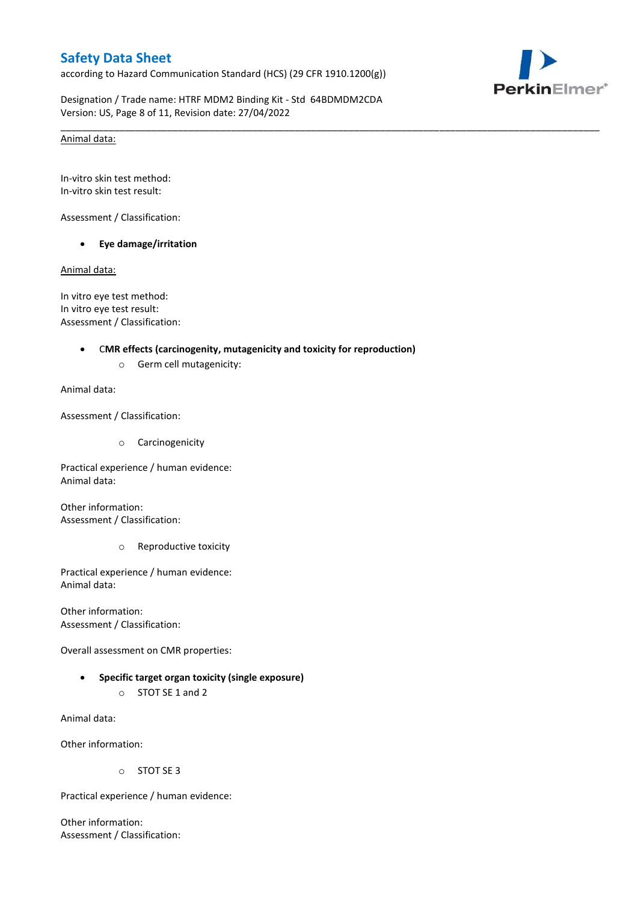<u>Animal data:</u>

In-vitro skin test method:
In-vitro skin test result:

Assessment / Classification:

- **Eye damage/irritation**

<u>Animal data:</u>

In vitro eye test method:
In vitro eye test result:
Assessment / Classification:

- **CMR effects (carcinogenity, mutagenicity and toxicity for reproduction)**
  - Germ cell mutagenicity:

Animal data:

Assessment / Classification:

  - Carcinogenicity

Practical experience / human evidence:
Animal data:

Other information:
Assessment / Classification:

  - Reproductive toxicity

Practical experience / human evidence:
Animal data:

Other information:
Assessment / Classification:

Overall assessment on CMR properties:

- **Specific target organ toxicity (single exposure)**
  - STOT SE 1 and 2

Animal data:

Other information:

  - STOT SE 3

Practical experience / human evidence:

Other information:
Assessment / Classification: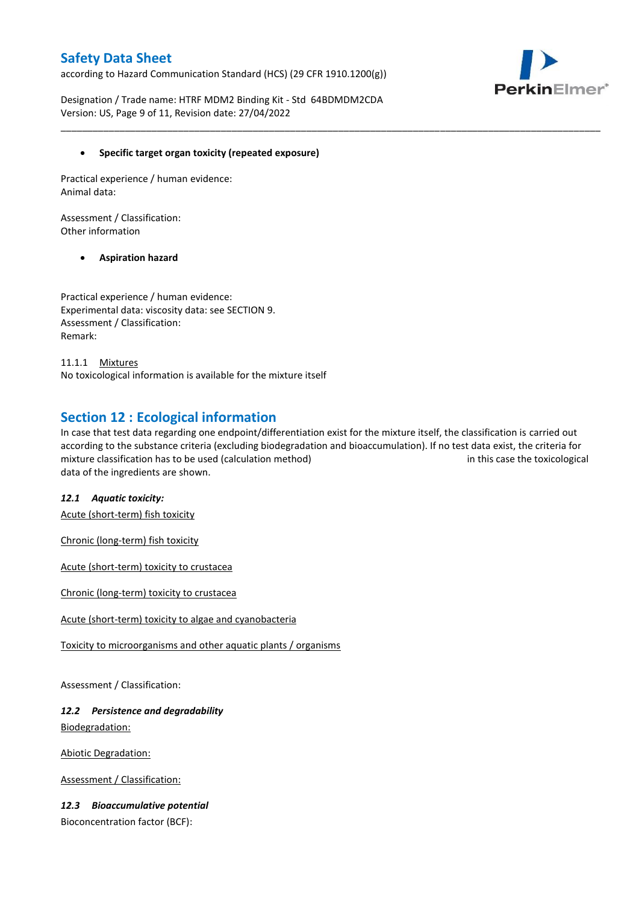- **Specific target organ toxicity (repeated exposure)**

Practical experience / human evidence:
Animal data:

Assessment / Classification:
Other information

- **Aspiration hazard**

Practical experience / human evidence:
Experimental data: viscosity data: see SECTION 9.
Assessment / Classification:
Remark:

11.1.1 Mixtures
No toxicological information is available for the mixture itself

## Section 12 : Ecological information

In case that test data regarding one endpoint/differentiation exist for the mixture itself, the classification is carried out according to the substance criteria (excluding biodegradation and bioaccumulation). If no test data exist, the criteria for mixture classification has to be used (calculation method) in this case the toxicological data of the ingredients are shown.

### *12.1 Aquatic toxicity:*

Acute (short-term) fish toxicity

Chronic (long-term) fish toxicity

Acute (short-term) toxicity to crustacea

Chronic (long-term) toxicity to crustacea

Acute (short-term) toxicity to algae and cyanobacteria

Toxicity to microorganisms and other aquatic plants / organisms

Assessment / Classification:

### *12.2 Persistence and degradability*

Biodegradation:

Abiotic Degradation:

Assessment / Classification:

### *12.3 Bioaccumulative potential*

Bioconcentration factor (BCF):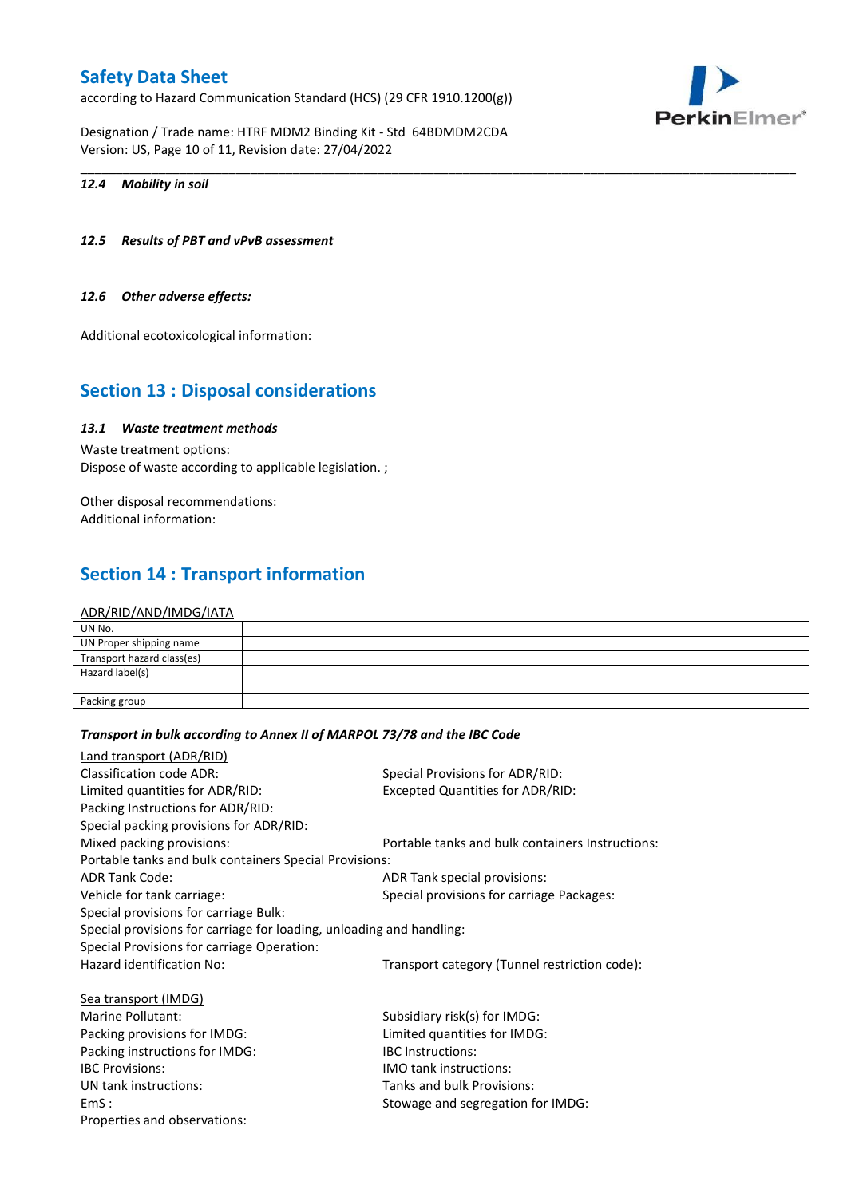#### 12.4 Mobility in soil

#### 12.5 Results of PBT and vPvB assessment

#### 12.6 Other adverse effects:

Additional ecotoxicological information:

## Section 13 : Disposal considerations

#### 13.1 Waste treatment methods

Waste treatment options:
Dispose of waste according to applicable legislation. ;

Other disposal recommendations:
Additional information:

## Section 14 : Transport information

ADR/RID/AND/IMDG/IATA

| UN No. | |
|---|---|
| UN Proper shipping name | |
| Transport hazard class(es) | |
| Hazard label(s) | |
| Packing group | |

***Transport in bulk according to Annex II of MARPOL 73/78 and the IBC Code***

Land transport (ADR/RID)

Classification code ADR:
Special Provisions for ADR/RID:
Limited quantities for ADR/RID:
Excepted Quantities for ADR/RID:
Packing Instructions for ADR/RID:
Special packing provisions for ADR/RID:
Mixed packing provisions:
Portable tanks and bulk containers Instructions:
Portable tanks and bulk containers Special Provisions:
ADR Tank Code:
ADR Tank special provisions:
Vehicle for tank carriage:
Special provisions for carriage Packages:
Special provisions for carriage Bulk:
Special provisions for carriage for loading, unloading and handling:
Special Provisions for carriage Operation:
Hazard identification No:
Transport category (Tunnel restriction code):

Sea transport (IMDG)

Marine Pollutant:
Subsidiary risk(s) for IMDG:
Packing provisions for IMDG:
Limited quantities for IMDG:
Packing instructions for IMDG:
IBC Instructions:
IBC Provisions:
IMO tank instructions:
UN tank instructions:
Tanks and bulk Provisions:
EmS :
Stowage and segregation for IMDG:
Properties and observations: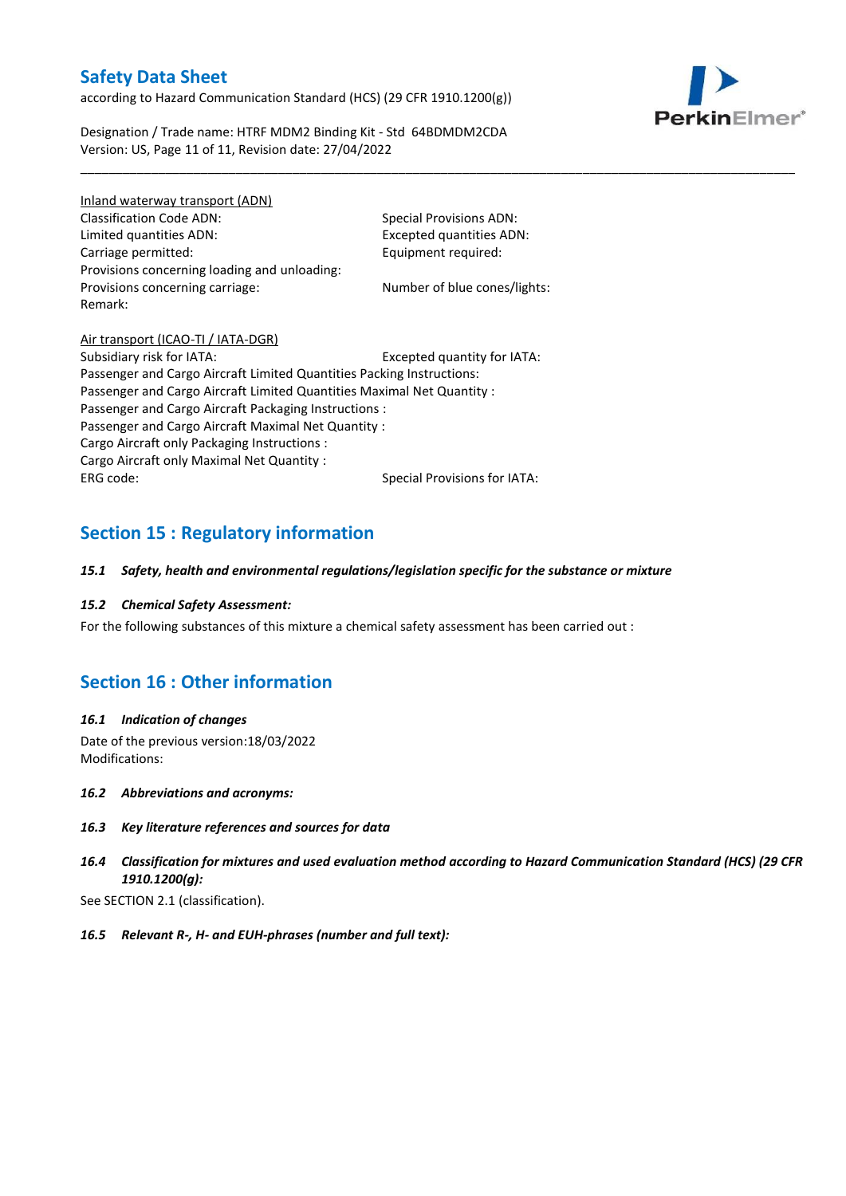Inland waterway transport (ADN)

Classification Code ADN:

Special Provisions ADN:

Limited quantities ADN:

Excepted quantities ADN:

Carriage permitted:

Equipment required:

Provisions concerning loading and unloading:

Provisions concerning carriage:

Number of blue cones/lights:

Remark:

Air transport (ICAO-TI / IATA-DGR)

Subsidiary risk for IATA:

Excepted quantity for IATA:

Passenger and Cargo Aircraft Limited Quantities Packing Instructions:

Passenger and Cargo Aircraft Limited Quantities Maximal Net Quantity :

Passenger and Cargo Aircraft Packaging Instructions :

Passenger and Cargo Aircraft Maximal Net Quantity :

Cargo Aircraft only Packaging Instructions :

Cargo Aircraft only Maximal Net Quantity :

ERG code:

Special Provisions for IATA:

## Section 15 : Regulatory information

### *15.1 Safety, health and environmental regulations/legislation specific for the substance or mixture*

### *15.2 Chemical Safety Assessment:*

For the following substances of this mixture a chemical safety assessment has been carried out :

## Section 16 : Other information

### *16.1 Indication of changes*

Date of the previous version:18/03/2022

Modifications:

### *16.2 Abbreviations and acronyms:*

### *16.3 Key literature references and sources for data*

### *16.4 Classification for mixtures and used evaluation method according to Hazard Communication Standard (HCS) (29 CFR 1910.1200(g):*

See SECTION 2.1 (classification).

### *16.5 Relevant R-, H- and EUH-phrases (number and full text):*